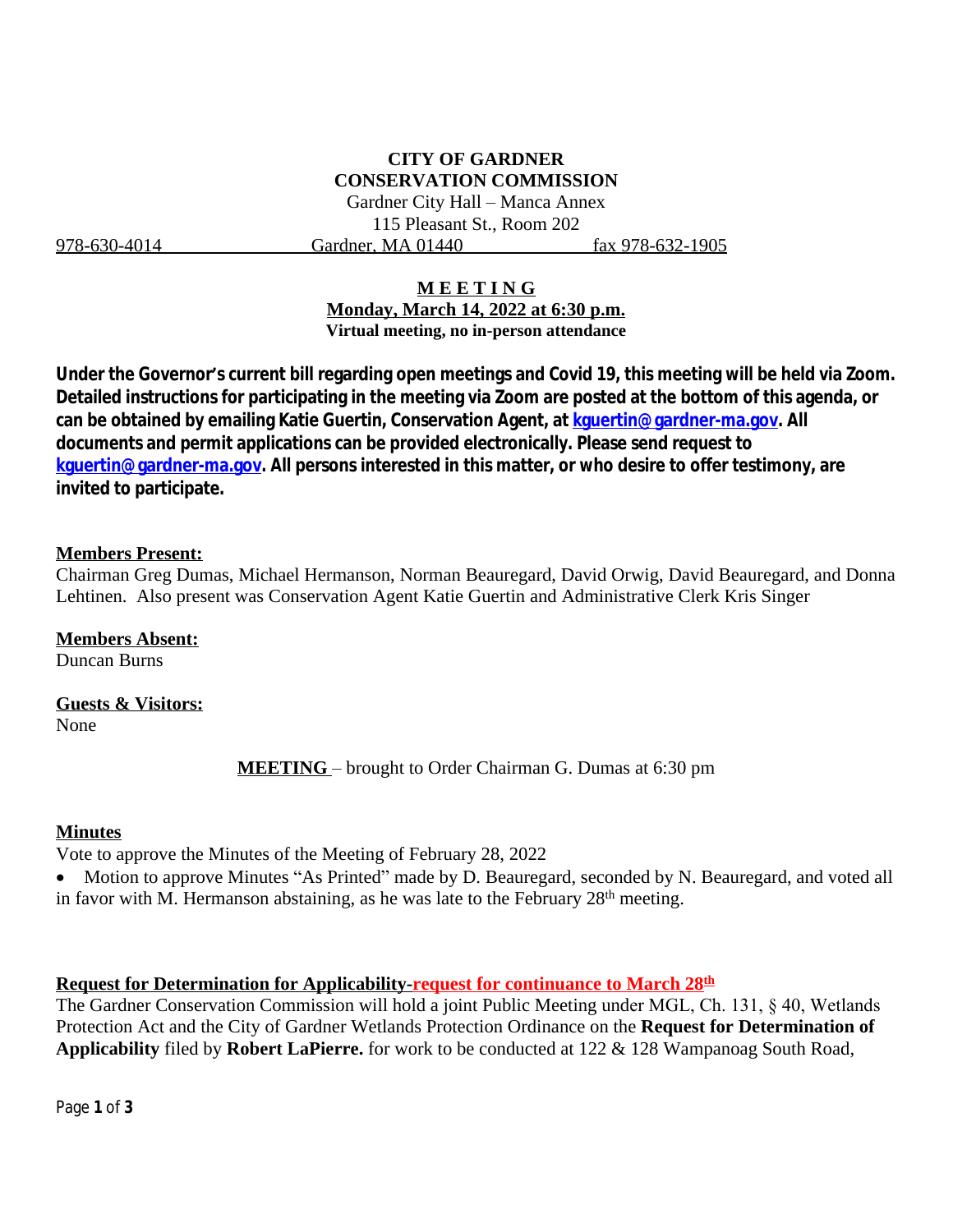**CITY OF GARDNER**
**CONSERVATION COMMISSION**
Gardner City Hall – Manca Annex
115 Pleasant St., Room 202
978-630-4014 Gardner, MA 01440 fax 978-632-1905

**MEETING**
**Monday, March 14, 2022 at 6:30 p.m.**
**Virtual meeting, no in-person attendance**

**Under the Governor's current bill regarding open meetings and Covid 19, this meeting will be held via Zoom. Detailed instructions for participating in the meeting via Zoom are posted at the bottom of this agenda, or can be obtained by emailing Katie Guertin, Conservation Agent, at kguertin@gardner-ma.gov. All documents and permit applications can be provided electronically. Please send request to kguertin@gardner-ma.gov. All persons interested in this matter, or who desire to offer testimony, are invited to participate.**

**Members Present:**
Chairman Greg Dumas, Michael Hermanson, Norman Beauregard, David Orwig, David Beauregard, and Donna Lehtinen. Also present was Conservation Agent Katie Guertin and Administrative Clerk Kris Singer

**Members Absent:**
Duncan Burns

**Guests & Visitors:**
None

**MEETING** – brought to Order Chairman G. Dumas at 6:30 pm

**Minutes**
Vote to approve the Minutes of the Meeting of February 28, 2022

- Motion to approve Minutes "As Printed" made by D. Beauregard, seconded by N. Beauregard, and voted all in favor with M. Hermanson abstaining, as he was late to the February 28th meeting.

**Request for Determination for Applicability-request for continuance to March 28th**
The Gardner Conservation Commission will hold a joint Public Meeting under MGL, Ch. 131, § 40, Wetlands Protection Act and the City of Gardner Wetlands Protection Ordinance on the **Request for Determination of Applicability** filed by **Robert LaPierre.** for work to be conducted at 122 & 128 Wampanoag South Road,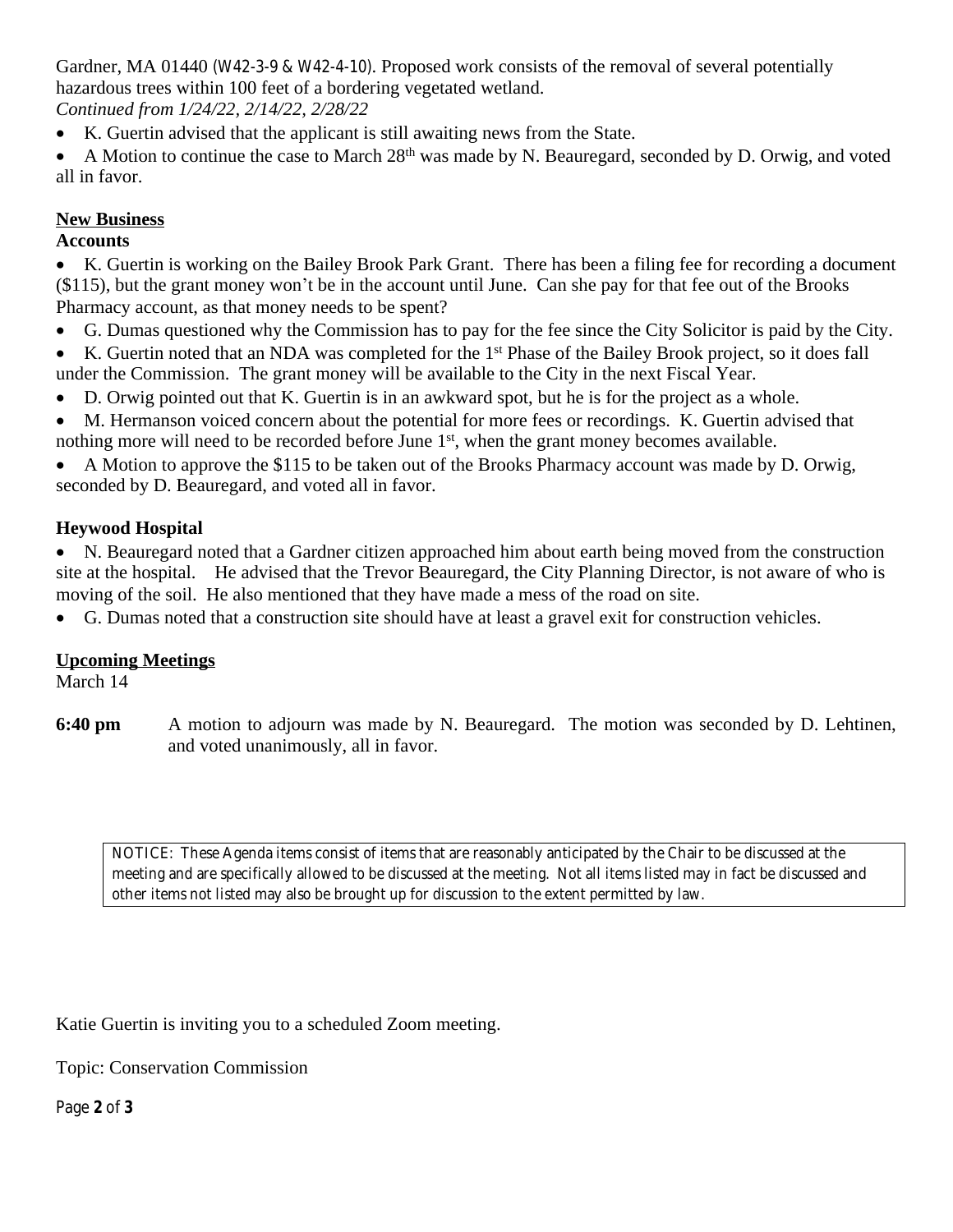Gardner, MA 01440 (W42-3-9 & W42-4-10). Proposed work consists of the removal of several potentially hazardous trees within 100 feet of a bordering vegetated wetland.
*Continued from 1/24/22, 2/14/22, 2/28/22*

- K. Guertin advised that the applicant is still awaiting news from the State.
- A Motion to continue the case to March 28th was made by N. Beauregard, seconded by D. Orwig, and voted all in favor.

## New Business

### Accounts

- K. Guertin is working on the Bailey Brook Park Grant. There has been a filing fee for recording a document ($115), but the grant money won't be in the account until June. Can she pay for that fee out of the Brooks Pharmacy account, as that money needs to be spent?
- G. Dumas questioned why the Commission has to pay for the fee since the City Solicitor is paid by the City.
- K. Guertin noted that an NDA was completed for the 1st Phase of the Bailey Brook project, so it does fall under the Commission. The grant money will be available to the City in the next Fiscal Year.
- D. Orwig pointed out that K. Guertin is in an awkward spot, but he is for the project as a whole.
- M. Hermanson voiced concern about the potential for more fees or recordings. K. Guertin advised that nothing more will need to be recorded before June 1st, when the grant money becomes available.
- A Motion to approve the $115 to be taken out of the Brooks Pharmacy account was made by D. Orwig, seconded by D. Beauregard, and voted all in favor.

### Heywood Hospital

- N. Beauregard noted that a Gardner citizen approached him about earth being moved from the construction site at the hospital. He advised that the Trevor Beauregard, the City Planning Director, is not aware of who is moving of the soil. He also mentioned that they have made a mess of the road on site.
- G. Dumas noted that a construction site should have at least a gravel exit for construction vehicles.

## Upcoming Meetings

March 14

**6:40 pm** A motion to adjourn was made by N. Beauregard. The motion was seconded by D. Lehtinen, and voted unanimously, all in favor.

NOTICE: These Agenda items consist of items that are reasonably anticipated by the Chair to be discussed at the meeting and are specifically allowed to be discussed at the meeting. Not all items listed may in fact be discussed and other items not listed may also be brought up for discussion to the extent permitted by law.

Katie Guertin is inviting you to a scheduled Zoom meeting.

Topic: Conservation Commission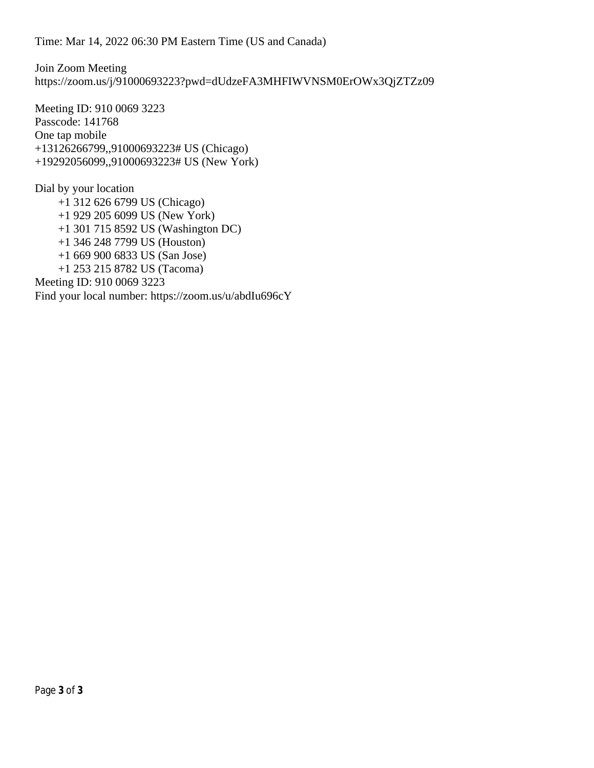Time: Mar 14, 2022 06:30 PM Eastern Time (US and Canada)

Join Zoom Meeting
https://zoom.us/j/91000693223?pwd=dUdzeFA3MHFIWVNSM0ErOWx3QjZTZz09

Meeting ID: 910 0069 3223
Passcode: 141768
One tap mobile
+13126266799,,91000693223# US (Chicago)
+19292056099,,91000693223# US (New York)

Dial by your location
- +1 312 626 6799 US (Chicago)
- +1 929 205 6099 US (New York)
- +1 301 715 8592 US (Washington DC)
- +1 346 248 7799 US (Houston)
- +1 669 900 6833 US (San Jose)
- +1 253 215 8782 US (Tacoma)

Meeting ID: 910 0069 3223
Find your local number: https://zoom.us/u/abdIu696cY